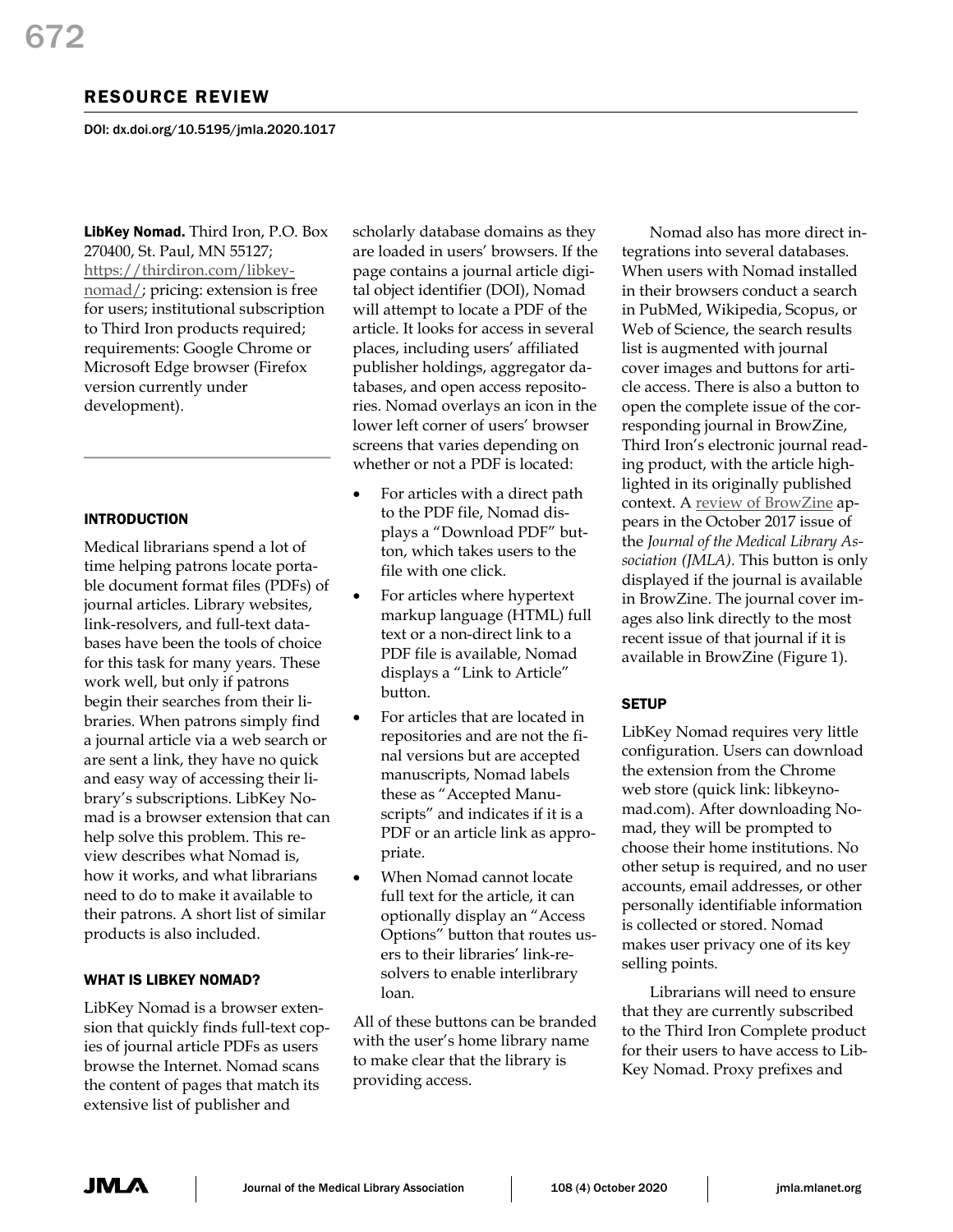## RESOURCE REVIEW

DOI: dx.doi.org/10.5195/jmla.2020.1017

**LibKey Nomad.** Third Iron, P.O. Box 270400, St. Paul, MN 55127; https://thirdiron.com/libkey-nomad/; pricing: extension is free for users; institutional subscription to Third Iron products required; requirements: Google Chrome or Microsoft Edge browser (Firefox version currently under development).

### INTRODUCTION

Medical librarians spend a lot of time helping patrons locate portable document format files (PDFs) of journal articles. Library websites, link-resolvers, and full-text databases have been the tools of choice for this task for many years. These work well, but only if patrons begin their searches from their libraries. When patrons simply find a journal article via a web search or are sent a link, they have no quick and easy way of accessing their library's subscriptions. LibKey Nomad is a browser extension that can help solve this problem. This review describes what Nomad is, how it works, and what librarians need to do to make it available to their patrons. A short list of similar products is also included.

### WHAT IS LIBKEY NOMAD?

LibKey Nomad is a browser extension that quickly finds full-text copies of journal article PDFs as users browse the Internet. Nomad scans the content of pages that match its extensive list of publisher and scholarly database domains as they are loaded in users' browsers. If the page contains a journal article digital object identifier (DOI), Nomad will attempt to locate a PDF of the article. It looks for access in several places, including users' affiliated publisher holdings, aggregator databases, and open access repositories. Nomad overlays an icon in the lower left corner of users' browser screens that varies depending on whether or not a PDF is located:

- For articles with a direct path to the PDF file, Nomad displays a "Download PDF" button, which takes users to the file with one click.
- For articles where hypertext markup language (HTML) full text or a non-direct link to a PDF file is available, Nomad displays a "Link to Article" button.
- For articles that are located in repositories and are not the final versions but are accepted manuscripts, Nomad labels these as "Accepted Manuscripts" and indicates if it is a PDF or an article link as appropriate.
- When Nomad cannot locate full text for the article, it can optionally display an "Access Options" button that routes users to their libraries' link-resolvers to enable interlibrary loan.

All of these buttons can be branded with the user's home library name to make clear that the library is providing access.

Nomad also has more direct integrations into several databases. When users with Nomad installed in their browsers conduct a search in PubMed, Wikipedia, Scopus, or Web of Science, the search results list is augmented with journal cover images and buttons for article access. There is also a button to open the complete issue of the corresponding journal in BrowZine, Third Iron's electronic journal reading product, with the article highlighted in its originally published context. A review of BrowZine appears in the October 2017 issue of the *Journal of the Medical Library Association (JMLA)*. This button is only displayed if the journal is available in BrowZine. The journal cover images also link directly to the most recent issue of that journal if it is available in BrowZine (Figure 1).

### SETUP

LibKey Nomad requires very little configuration. Users can download the extension from the Chrome web store (quick link: libkeynomad.com). After downloading Nomad, they will be prompted to choose their home institutions. No other setup is required, and no user accounts, email addresses, or other personally identifiable information is collected or stored. Nomad makes user privacy one of its key selling points.

Librarians will need to ensure that they are currently subscribed to the Third Iron Complete product for their users to have access to LibKey Nomad. Proxy prefixes and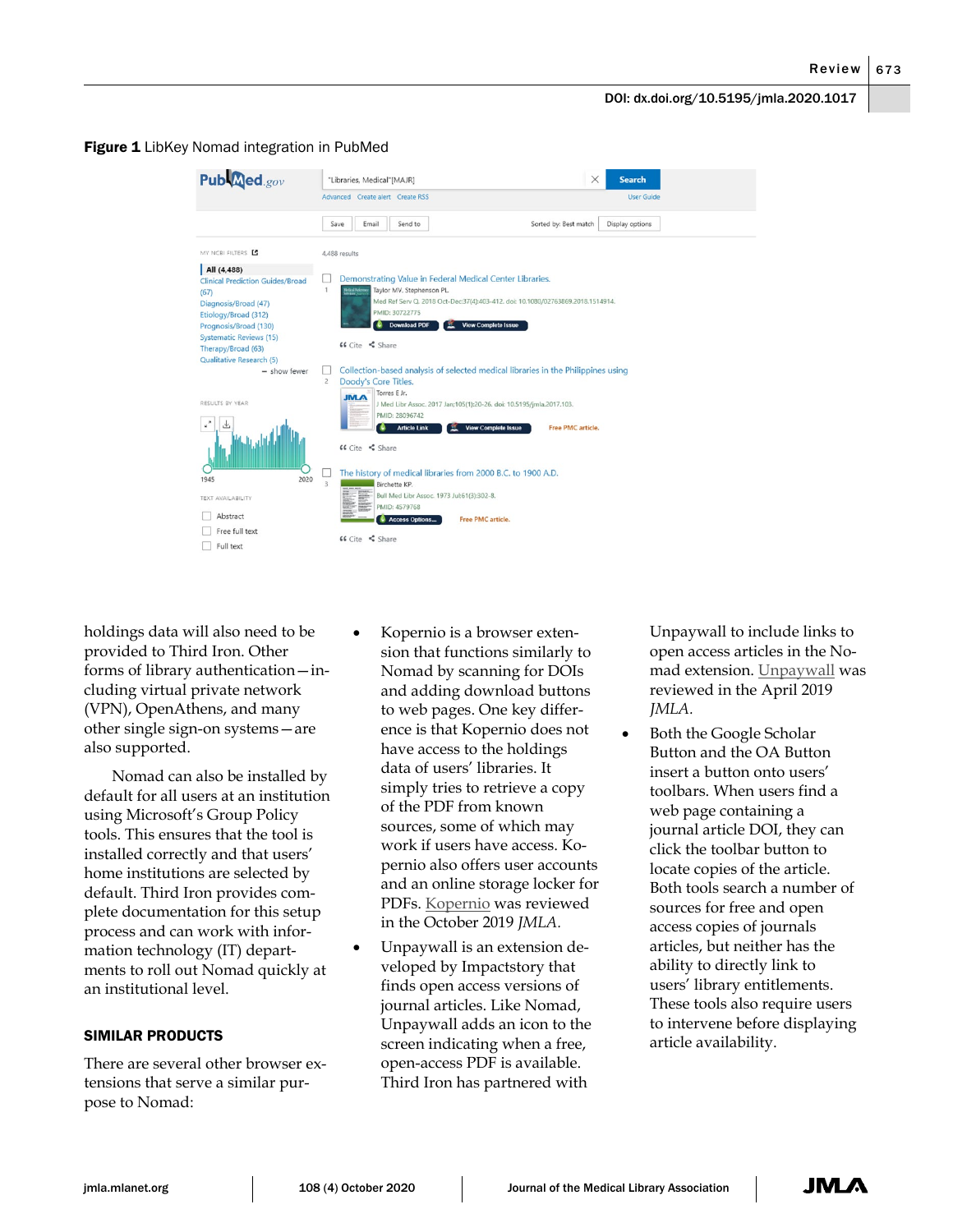DOI: dx.doi.org/10.5195/jmla.2020.1017

**Figure 1** LibKey Nomad integration in PubMed

holdings data will also need to be provided to Third Iron. Other forms of library authentication—including virtual private network (VPN), OpenAthens, and many other single sign-on systems—are also supported.

Nomad can also be installed by default for all users at an institution using Microsoft's Group Policy tools. This ensures that the tool is installed correctly and that users' home institutions are selected by default. Third Iron provides complete documentation for this setup process and can work with information technology (IT) departments to roll out Nomad quickly at an institutional level.

## SIMILAR PRODUCTS

There are several other browser extensions that serve a similar purpose to Nomad:

- Kopernio is a browser extension that functions similarly to Nomad by scanning for DOIs and adding download buttons to web pages. One key difference is that Kopernio does not have access to the holdings data of users' libraries. It simply tries to retrieve a copy of the PDF from known sources, some of which may work if users have access. Kopernio also offers user accounts and an online storage locker for PDFs. Kopernio was reviewed in the October 2019 *JMLA*.
- Unpaywall is an extension developed by Impactstory that finds open access versions of journal articles. Like Nomad, Unpaywall adds an icon to the screen indicating when a free, open-access PDF is available. Third Iron has partnered with Unpaywall to include links to open access articles in the Nomad extension. Unpaywall was reviewed in the April 2019 *JMLA*.
- Both the Google Scholar Button and the OA Button insert a button onto users' toolbars. When users find a web page containing a journal article DOI, they can click the toolbar button to locate copies of the article. Both tools search a number of sources for free and open access copies of journals articles, but neither has the ability to directly link to users' library entitlements. These tools also require users to intervene before displaying article availability.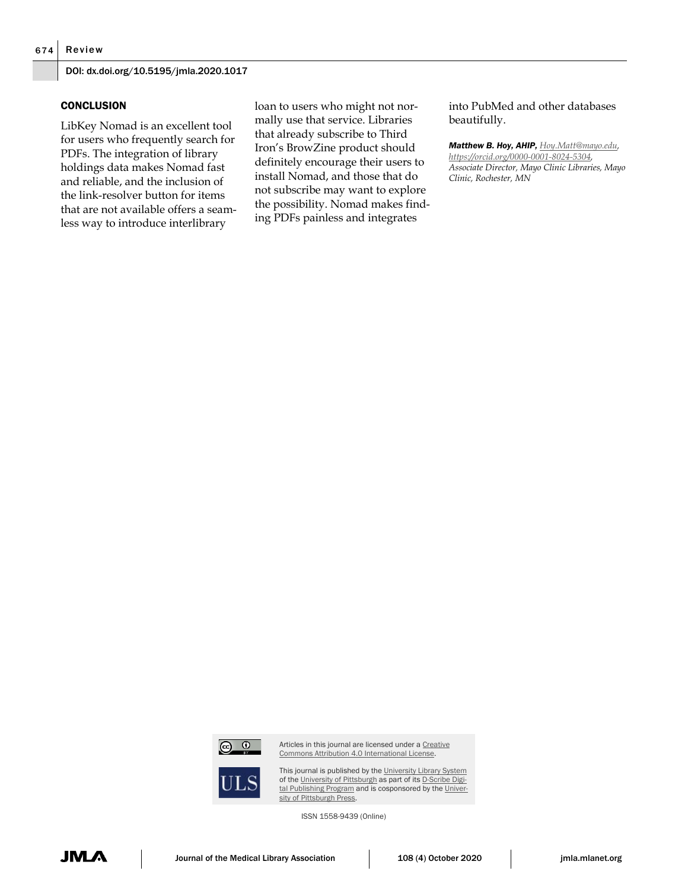## CONCLUSION

LibKey Nomad is an excellent tool for users who frequently search for PDFs. The integration of library holdings data makes Nomad fast and reliable, and the inclusion of the link-resolver button for items that are not available offers a seamless way to introduce interlibrary loan to users who might not normally use that service. Libraries that already subscribe to Third Iron's BrowZine product should definitely encourage their users to install Nomad, and those that do not subscribe may want to explore the possibility. Nomad makes finding PDFs painless and integrates into PubMed and other databases beautifully.

***Matthew B. Hoy, AHIP,*** *Hoy.Matt@mayo.edu, https://orcid.org/0000-0001-8024-5304, Associate Director, Mayo Clinic Libraries, Mayo Clinic, Rochester, MN*

Articles in this journal are licensed under a Creative Commons Attribution 4.0 International License.

This journal is published by the University Library System of the University of Pittsburgh as part of its D-Scribe Digital Publishing Program and is cosponsored by the University of Pittsburgh Press.

ISSN 1558-9439 (Online)